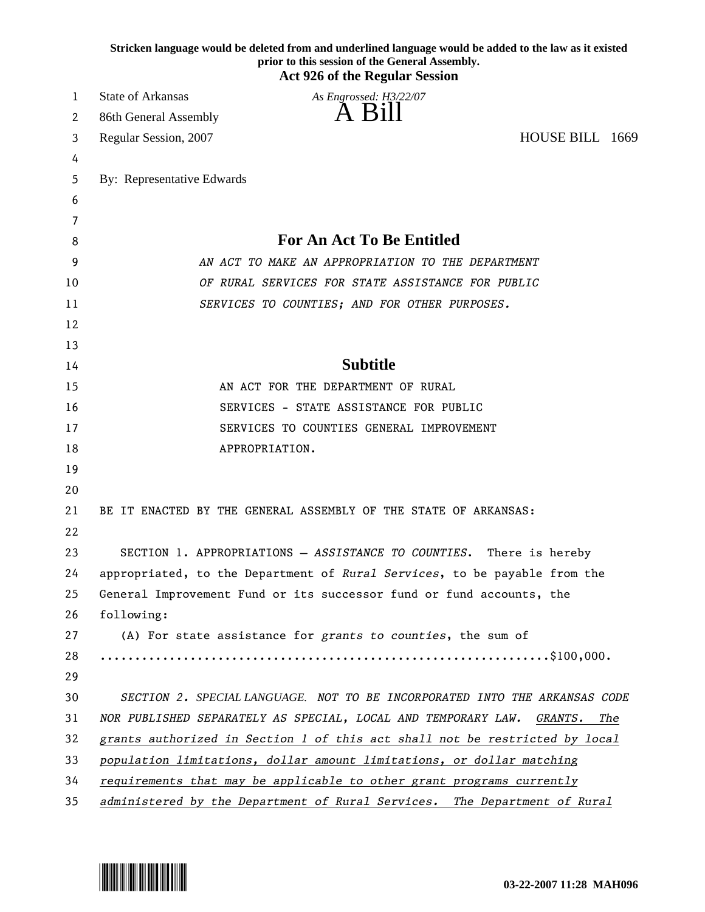**Stricken language would be deleted from and underlined language would be added to the law as it existed prior to this session of the General Assembly.**

**Act 926 of the Regular Session**

State of Arkansas

*As Engrossed: H3/22/07*

# A Bill

86th General Assembly

Regular Session, 2007 HOUSE BILL 1669

By: Representative Edwards

## For An Act To Be Entitled

*AN ACT TO MAKE AN APPROPRIATION TO THE DEPARTMENT OF RURAL SERVICES FOR STATE ASSISTANCE FOR PUBLIC SERVICES TO COUNTIES; AND FOR OTHER PURPOSES.*

## Subtitle

AN ACT FOR THE DEPARTMENT OF RURAL SERVICES - STATE ASSISTANCE FOR PUBLIC SERVICES TO COUNTIES GENERAL IMPROVEMENT APPROPRIATION.

BE IT ENACTED BY THE GENERAL ASSEMBLY OF THE STATE OF ARKANSAS:

SECTION 1. APPROPRIATIONS – *ASSISTANCE TO COUNTIES*. There is hereby appropriated, to the Department of *Rural Services*, to be payable from the General Improvement Fund or its successor fund or fund accounts, the following:

(A) For state assistance for *grants to counties*, the sum of ..............................................................$100,000.

*SECTION 2. SPECIAL LANGUAGE. NOT TO BE INCORPORATED INTO THE ARKANSAS CODE NOR PUBLISHED SEPARATELY AS SPECIAL, LOCAL AND TEMPORARY LAW. GRANTS. The grants authorized in Section 1 of this act shall not be restricted by local population limitations, dollar amount limitations, or dollar matching requirements that may be applicable to other grant programs currently administered by the Department of Rural Services. The Department of Rural*

**03-22-2007 11:28 MAH096**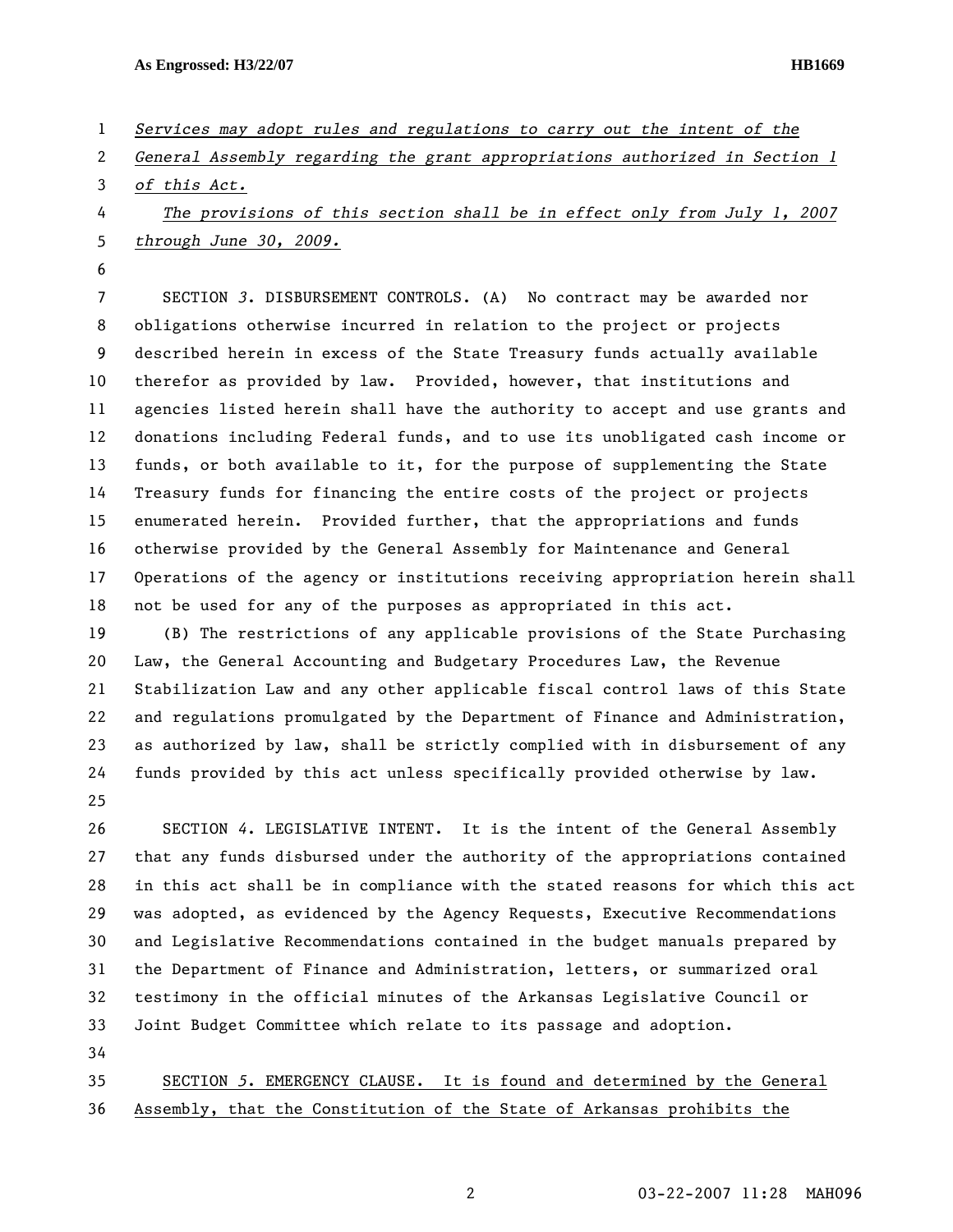*Services may adopt rules and regulations to carry out the intent of the General Assembly regarding the grant appropriations authorized in Section 1 of this Act.*

*The provisions of this section shall be in effect only from July 1, 2007 through June 30, 2009.*

SECTION *3*. DISBURSEMENT CONTROLS. (A) No contract may be awarded nor obligations otherwise incurred in relation to the project or projects described herein in excess of the State Treasury funds actually available therefor as provided by law. Provided, however, that institutions and agencies listed herein shall have the authority to accept and use grants and donations including Federal funds, and to use its unobligated cash income or funds, or both available to it, for the purpose of supplementing the State Treasury funds for financing the entire costs of the project or projects enumerated herein. Provided further, that the appropriations and funds otherwise provided by the General Assembly for Maintenance and General Operations of the agency or institutions receiving appropriation herein shall not be used for any of the purposes as appropriated in this act.

(B) The restrictions of any applicable provisions of the State Purchasing Law, the General Accounting and Budgetary Procedures Law, the Revenue Stabilization Law and any other applicable fiscal control laws of this State and regulations promulgated by the Department of Finance and Administration, as authorized by law, shall be strictly complied with in disbursement of any funds provided by this act unless specifically provided otherwise by law.

SECTION *4*. LEGISLATIVE INTENT. It is the intent of the General Assembly that any funds disbursed under the authority of the appropriations contained in this act shall be in compliance with the stated reasons for which this act was adopted, as evidenced by the Agency Requests, Executive Recommendations and Legislative Recommendations contained in the budget manuals prepared by the Department of Finance and Administration, letters, or summarized oral testimony in the official minutes of the Arkansas Legislative Council or Joint Budget Committee which relate to its passage and adoption.

SECTION *5*. EMERGENCY CLAUSE. It is found and determined by the General Assembly, that the Constitution of the State of Arkansas prohibits the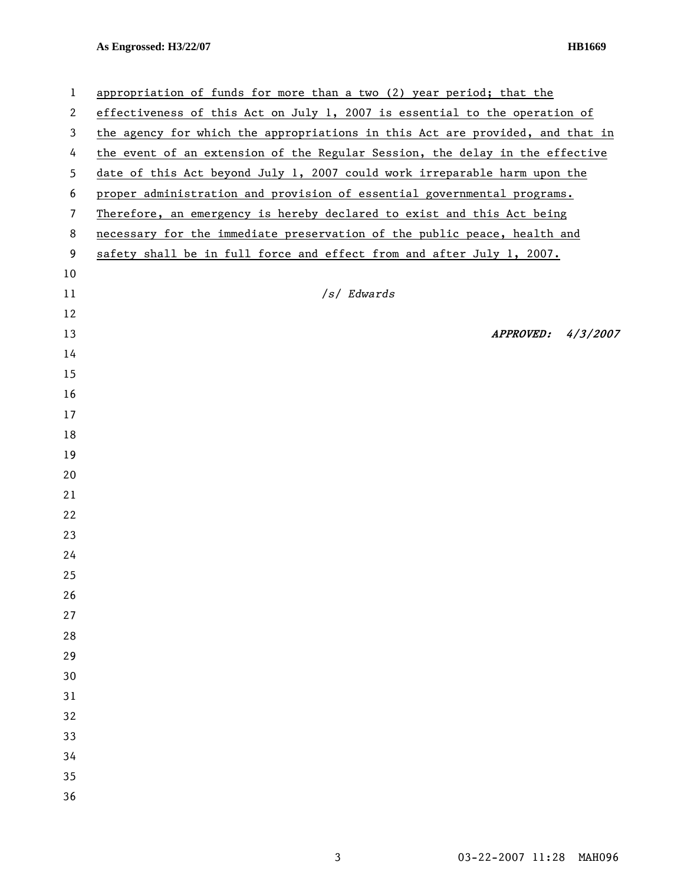appropriation of funds for more than a two (2) year period; that the effectiveness of this Act on July 1, 2007 is essential to the operation of the agency for which the appropriations in this Act are provided, and that in the event of an extension of the Regular Session, the delay in the effective date of this Act beyond July 1, 2007 could work irreparable harm upon the proper administration and provision of essential governmental programs. Therefore, an emergency is hereby declared to exist and this Act being necessary for the immediate preservation of the public peace, health and safety shall be in full force and effect from and after July 1, 2007.

*/s/ Edwards*

***APPROVED: 4/3/2007***